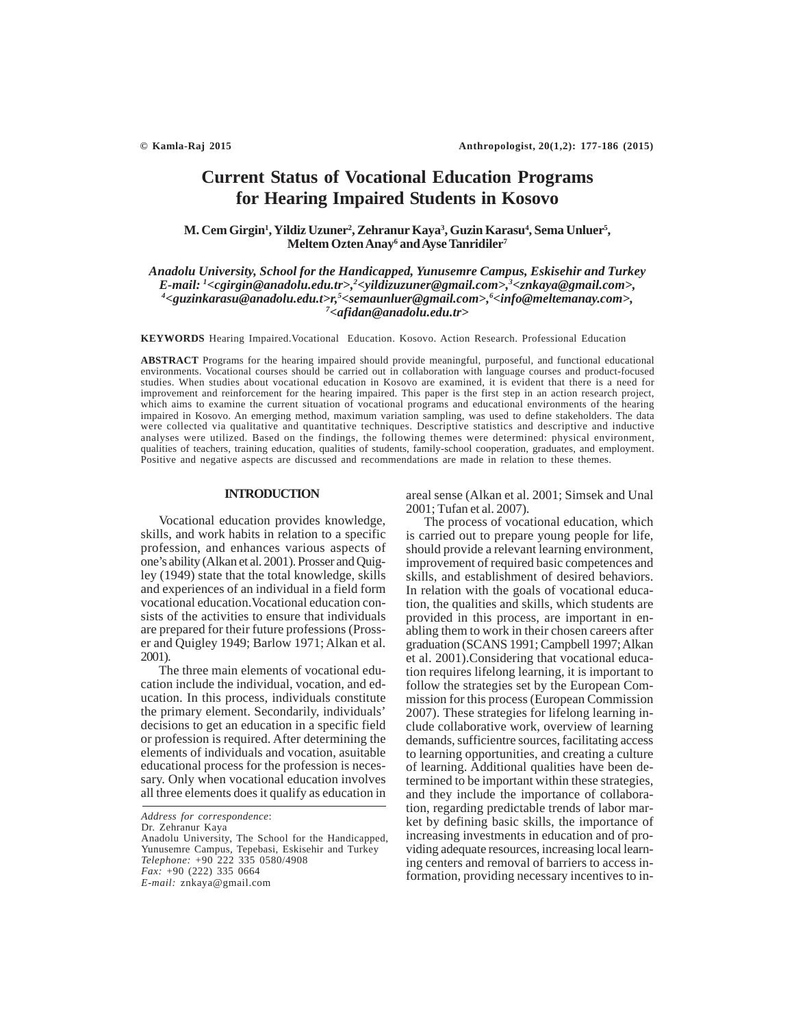# Current Status of Vocational Education Programs for Hearing Impaired Students in Kosovo

**M. Cem Girgin[1], Yildiz Uzuner[2], Zehranur Kaya[3], Guzin Karasu[4], Sema Unluer[5], Meltem Ozten Anay[6] and Ayse Tanridiler[7]**

*Anadolu University, School for the Handicapped, Yunusemre Campus, Eskisehir and Turkey*
*E-mail: [1]<cgirgin@anadolu.edu.tr>,[2]<yildizuzuner@gmail.com>,[3]<znkaya@gmail.com>, [4]<guzinkarasu@anadolu.edu.t>r,[5]<semaunluer@gmail.com>,[6]<info@meltemanay.com>, [7]<afidan@anadolu.edu.tr>*

**KEYWORDS** Hearing Impaired.Vocational Education. Kosovo. Action Research. Professional Education

**ABSTRACT** Programs for the hearing impaired should provide meaningful, purposeful, and functional educational environments. Vocational courses should be carried out in collaboration with language courses and product-focused studies. When studies about vocational education in Kosovo are examined, it is evident that there is a need for improvement and reinforcement for the hearing impaired. This paper is the first step in an action research project, which aims to examine the current situation of vocational programs and educational environments of the hearing impaired in Kosovo. An emerging method, maximum variation sampling, was used to define stakeholders. The data were collected via qualitative and quantitative techniques. Descriptive statistics and descriptive and inductive analyses were utilized. Based on the findings, the following themes were determined: physical environment, qualities of teachers, training education, qualities of students, family-school cooperation, graduates, and employment. Positive and negative aspects are discussed and recommendations are made in relation to these themes.

## INTRODUCTION

Vocational education provides knowledge, skills, and work habits in relation to a specific profession, and enhances various aspects of one's ability (Alkan et al. 2001). Prosser and Quigley (1949) state that the total knowledge, skills and experiences of an individual in a field form vocational education.Vocational education consists of the activities to ensure that individuals are prepared for their future professions (Prosser and Quigley 1949; Barlow 1971; Alkan et al. 2001).

The three main elements of vocational education include the individual, vocation, and education. In this process, individuals constitute the primary element. Secondarily, individuals' decisions to get an education in a specific field or profession is required. After determining the elements of individuals and vocation, asuitable educational process for the profession is necessary. Only when vocational education involves all three elements does it qualify as education in areal sense (Alkan et al. 2001; Simsek and Unal 2001; Tufan et al. 2007).

The process of vocational education, which is carried out to prepare young people for life, should provide a relevant learning environment, improvement of required basic competences and skills, and establishment of desired behaviors. In relation with the goals of vocational education, the qualities and skills, which students are provided in this process, are important in enabling them to work in their chosen careers after graduation (SCANS 1991; Campbell 1997; Alkan et al. 2001).Considering that vocational education requires lifelong learning, it is important to follow the strategies set by the European Commission for this process (European Commission 2007). These strategies for lifelong learning include collaborative work, overview of learning demands, sufficientre sources, facilitating access to learning opportunities, and creating a culture of learning. Additional qualities have been determined to be important within these strategies, and they include the importance of collaboration, regarding predictable trends of labor market by defining basic skills, the importance of increasing investments in education and of providing adequate resources, increasing local learning centers and removal of barriers to access information, providing necessary incentives to in-

*Address for correspondence*:
Dr. Zehranur Kaya
Anadolu University, The School for the Handicapped, Yunusemre Campus, Tepebasi, Eskisehir and Turkey
*Telephone:* +90 222 335 0580/4908
*Fax:* +90 (222) 335 0664
*E-mail:* znkaya@gmail.com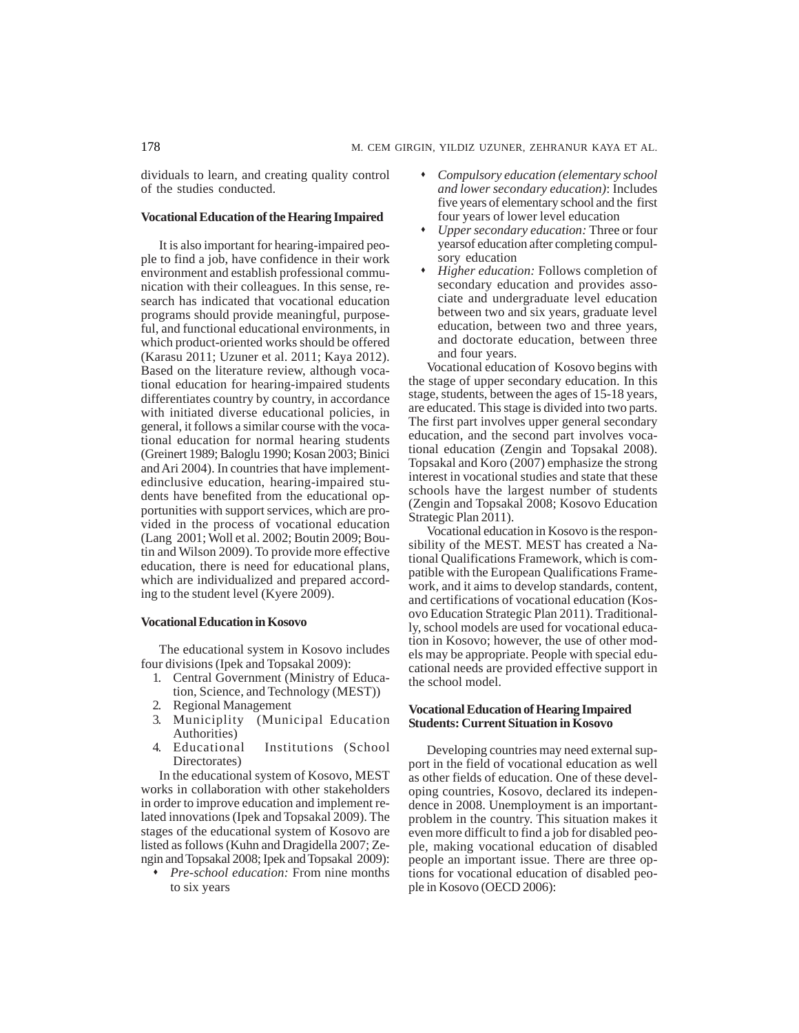dividuals to learn, and creating quality control of the studies conducted.

### Vocational Education of the Hearing Impaired

It is also important for hearing-impaired people to find a job, have confidence in their work environment and establish professional communication with their colleagues. In this sense, research has indicated that vocational education programs should provide meaningful, purposeful, and functional educational environments, in which product-oriented works should be offered (Karasu 2011; Uzuner et al. 2011; Kaya 2012). Based on the literature review, although vocational education for hearing-impaired students differentiates country by country, in accordance with initiated diverse educational policies, in general, it follows a similar course with the vocational education for normal hearing students (Greinert 1989; Baloglu 1990; Kosan 2003; Binici and Ari 2004). In countries that have implementedinclusive education, hearing-impaired students have benefited from the educational opportunities with support services, which are provided in the process of vocational education (Lang 2001; Woll et al. 2002; Boutin 2009; Boutin and Wilson 2009). To provide more effective education, there is need for educational plans, which are individualized and prepared according to the student level (Kyere 2009).

### Vocational Education in Kosovo

The educational system in Kosovo includes four divisions (Ipek and Topsakal 2009):

1. Central Government (Ministry of Education, Science, and Technology (MEST))
2. Regional Management
3. Municiplity (Municipal Education Authorities)
4. Educational Institutions (School Directorates)

In the educational system of Kosovo, MEST works in collaboration with other stakeholders in order to improve education and implement related innovations (Ipek and Topsakal 2009). The stages of the educational system of Kosovo are listed as follows (Kuhn and Dragidella 2007; Zengin and Topsakal 2008; Ipek and Topsakal 2009):

- *Pre-school education:* From nine months to six years
- *Compulsory education (elementary school and lower secondary education)*: Includes five years of elementary school and the first four years of lower level education
- *Upper secondary education:* Three or four yearsof education after completing compulsory education
- *Higher education:* Follows completion of secondary education and provides associate and undergraduate level education between two and six years, graduate level education, between two and three years, and doctorate education, between three and four years.

Vocational education of Kosovo begins with the stage of upper secondary education. In this stage, students, between the ages of 15-18 years, are educated. This stage is divided into two parts. The first part involves upper general secondary education, and the second part involves vocational education (Zengin and Topsakal 2008). Topsakal and Koro (2007) emphasize the strong interest in vocational studies and state that these schools have the largest number of students (Zengin and Topsakal 2008; Kosovo Education Strategic Plan 2011).

Vocational education in Kosovo is the responsibility of the MEST. MEST has created a National Qualifications Framework, which is compatible with the European Qualifications Framework, and it aims to develop standards, content, and certifications of vocational education (Kosovo Education Strategic Plan 2011). Traditionally, school models are used for vocational education in Kosovo; however, the use of other models may be appropriate. People with special educational needs are provided effective support in the school model.

### Vocational Education of Hearing Impaired Students: Current Situation in Kosovo

Developing countries may need external support in the field of vocational education as well as other fields of education. One of these developing countries, Kosovo, declared its independence in 2008. Unemployment is an importantproblem in the country. This situation makes it even more difficult to find a job for disabled people, making vocational education of disabled people an important issue. There are three options for vocational education of disabled people in Kosovo (OECD 2006):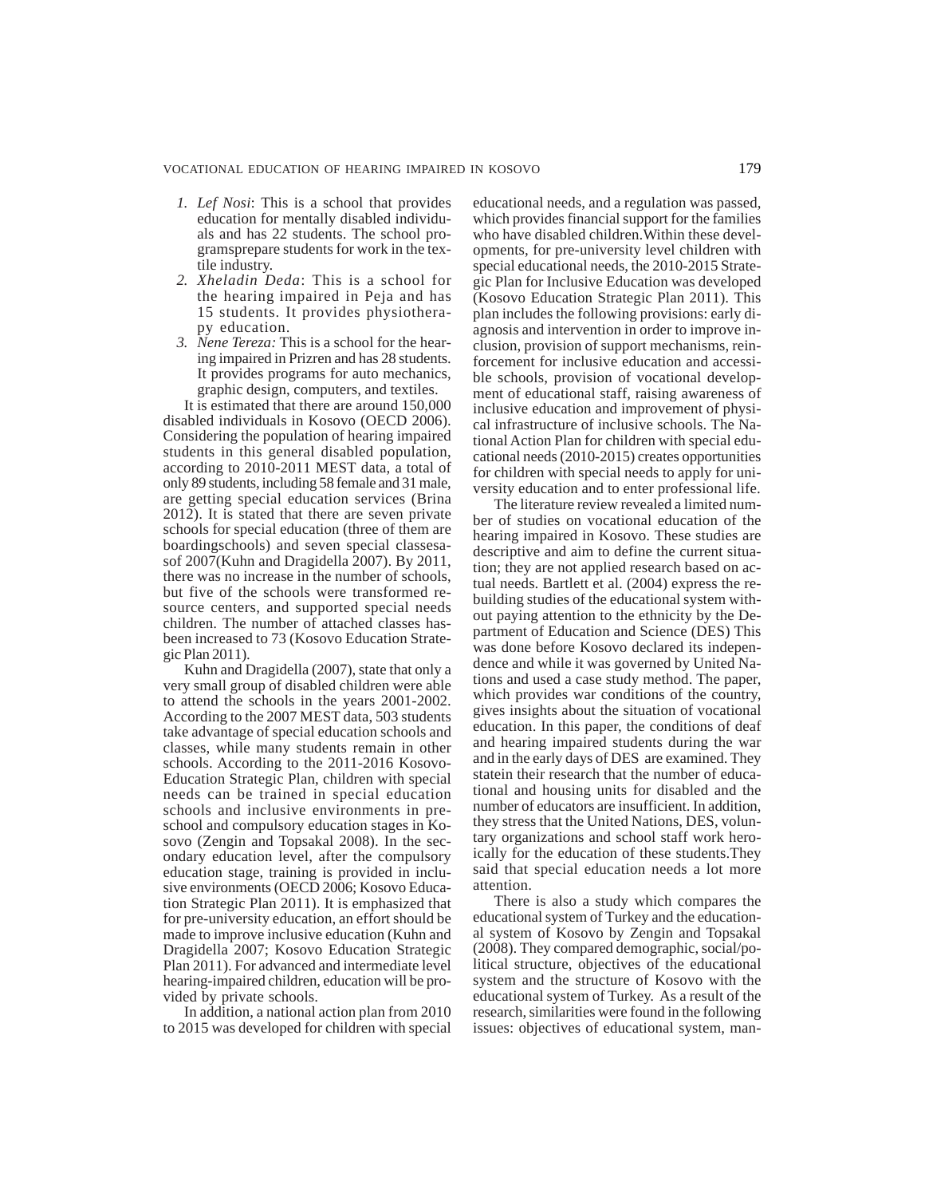1. *Lef Nosi*: This is a school that provides education for mentally disabled individuals and has 22 students. The school programsprepare students for work in the textile industry.
2. *Xheladin Deda*: This is a school for the hearing impaired in Peja and has 15 students. It provides physiotherapy education.
3. *Nene Tereza:* This is a school for the hearing impaired in Prizren and has 28 students. It provides programs for auto mechanics, graphic design, computers, and textiles.

It is estimated that there are around 150,000 disabled individuals in Kosovo (OECD 2006). Considering the population of hearing impaired students in this general disabled population, according to 2010-2011 MEST data, a total of only 89 students, including 58 female and 31 male, are getting special education services (Brina 2012). It is stated that there are seven private schools for special education (three of them are boardingschools) and seven special classesasof 2007(Kuhn and Dragidella 2007). By 2011, there was no increase in the number of schools, but five of the schools were transformed resource centers, and supported special needs children. The number of attached classes hasbeen increased to 73 (Kosovo Education Strategic Plan 2011).

Kuhn and Dragidella (2007), state that only a very small group of disabled children were able to attend the schools in the years 2001-2002. According to the 2007 MEST data, 503 students take advantage of special education schools and classes, while many students remain in other schools. According to the 2011-2016 Kosovo-Education Strategic Plan, children with special needs can be trained in special education schools and inclusive environments in preschool and compulsory education stages in Kosovo (Zengin and Topsakal 2008). In the secondary education level, after the compulsory education stage, training is provided in inclusive environments (OECD 2006; Kosovo Education Strategic Plan 2011). It is emphasized that for pre-university education, an effort should be made to improve inclusive education (Kuhn and Dragidella 2007; Kosovo Education Strategic Plan 2011). For advanced and intermediate level hearing-impaired children, education will be provided by private schools.

In addition, a national action plan from 2010 to 2015 was developed for children with special educational needs, and a regulation was passed, which provides financial support for the families who have disabled children.Within these developments, for pre-university level children with special educational needs, the 2010-2015 Strategic Plan for Inclusive Education was developed (Kosovo Education Strategic Plan 2011). This plan includes the following provisions: early diagnosis and intervention in order to improve inclusion, provision of support mechanisms, reinforcement for inclusive education and accessible schools, provision of vocational development of educational staff, raising awareness of inclusive education and improvement of physical infrastructure of inclusive schools. The National Action Plan for children with special educational needs (2010-2015) creates opportunities for children with special needs to apply for university education and to enter professional life.

The literature review revealed a limited number of studies on vocational education of the hearing impaired in Kosovo. These studies are descriptive and aim to define the current situation; they are not applied research based on actual needs. Bartlett et al. (2004) express the rebuilding studies of the educational system without paying attention to the ethnicity by the Department of Education and Science (DES) This was done before Kosovo declared its independence and while it was governed by United Nations and used a case study method. The paper, which provides war conditions of the country, gives insights about the situation of vocational education. In this paper, the conditions of deaf and hearing impaired students during the war and in the early days of DES are examined. They statein their research that the number of educational and housing units for disabled and the number of educators are insufficient. In addition, they stress that the United Nations, DES, voluntary organizations and school staff work heroically for the education of these students.They said that special education needs a lot more attention.

There is also a study which compares the educational system of Turkey and the educational system of Kosovo by Zengin and Topsakal (2008). They compared demographic, social/political structure, objectives of the educational system and the structure of Kosovo with the educational system of Turkey. As a result of the research, similarities were found in the following issues: objectives of educational system, man-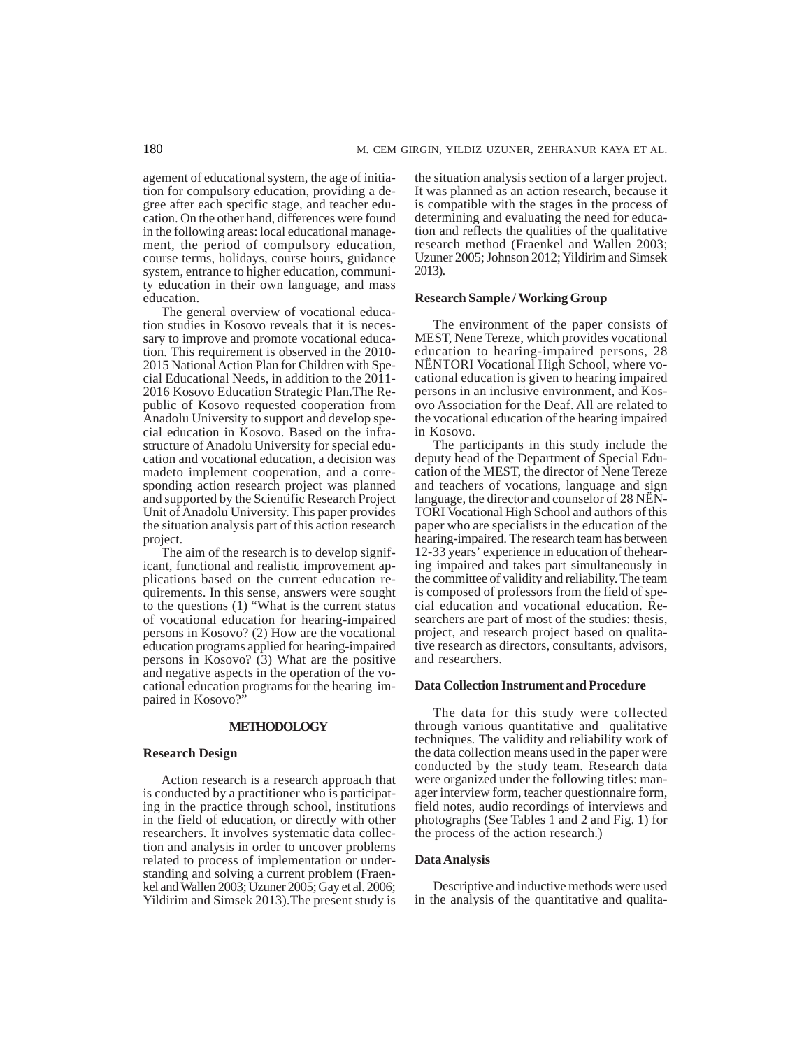agement of educational system, the age of initiation for compulsory education, providing a degree after each specific stage, and teacher education. On the other hand, differences were found in the following areas: local educational management, the period of compulsory education, course terms, holidays, course hours, guidance system, entrance to higher education, community education in their own language, and mass education.

The general overview of vocational education studies in Kosovo reveals that it is necessary to improve and promote vocational education. This requirement is observed in the 2010-2015 National Action Plan for Children with Special Educational Needs, in addition to the 2011-2016 Kosovo Education Strategic Plan.The Republic of Kosovo requested cooperation from Anadolu University to support and develop special education in Kosovo. Based on the infrastructure of Anadolu University for special education and vocational education, a decision was madeto implement cooperation, and a corresponding action research project was planned and supported by the Scientific Research Project Unit of Anadolu University. This paper provides the situation analysis part of this action research project.

The aim of the research is to develop significant, functional and realistic improvement applications based on the current education requirements. In this sense, answers were sought to the questions (1) "What is the current status of vocational education for hearing-impaired persons in Kosovo? (2) How are the vocational education programs applied for hearing-impaired persons in Kosovo? (3) What are the positive and negative aspects in the operation of the vocational education programs for the hearing impaired in Kosovo?"

## METHODOLOGY

### Research Design

Action research is a research approach that is conducted by a practitioner who is participating in the practice through school, institutions in the field of education, or directly with other researchers. It involves systematic data collection and analysis in order to uncover problems related to process of implementation or understanding and solving a current problem (Fraenkel and Wallen 2003; Uzuner 2005; Gay et al. 2006; Yildirim and Simsek 2013).The present study is the situation analysis section of a larger project. It was planned as an action research, because it is compatible with the stages in the process of determining and evaluating the need for education and reflects the qualities of the qualitative research method (Fraenkel and Wallen 2003; Uzuner 2005; Johnson 2012; Yildirim and Simsek 2013).

### Research Sample / Working Group

The environment of the paper consists of MEST, Nene Tereze, which provides vocational education to hearing-impaired persons, 28 NËNTORI Vocational High School, where vocational education is given to hearing impaired persons in an inclusive environment, and Kosovo Association for the Deaf. All are related to the vocational education of the hearing impaired in Kosovo.

The participants in this study include the deputy head of the Department of Special Education of the MEST, the director of Nene Tereze and teachers of vocations, language and sign language, the director and counselor of 28 NËNTORI Vocational High School and authors of this paper who are specialists in the education of the hearing-impaired. The research team has between 12-33 years' experience in education of thehearing impaired and takes part simultaneously in the committee of validity and reliability. The team is composed of professors from the field of special education and vocational education. Researchers are part of most of the studies: thesis, project, and research project based on qualitative research as directors, consultants, advisors, and researchers.

### Data Collection Instrument and Procedure

The data for this study were collected through various quantitative and qualitative techniques. The validity and reliability work of the data collection means used in the paper were conducted by the study team. Research data were organized under the following titles: manager interview form, teacher questionnaire form, field notes, audio recordings of interviews and photographs (See Tables 1 and 2 and Fig. 1) for the process of the action research.)

### Data Analysis

Descriptive and inductive methods were used in the analysis of the quantitative and qualita-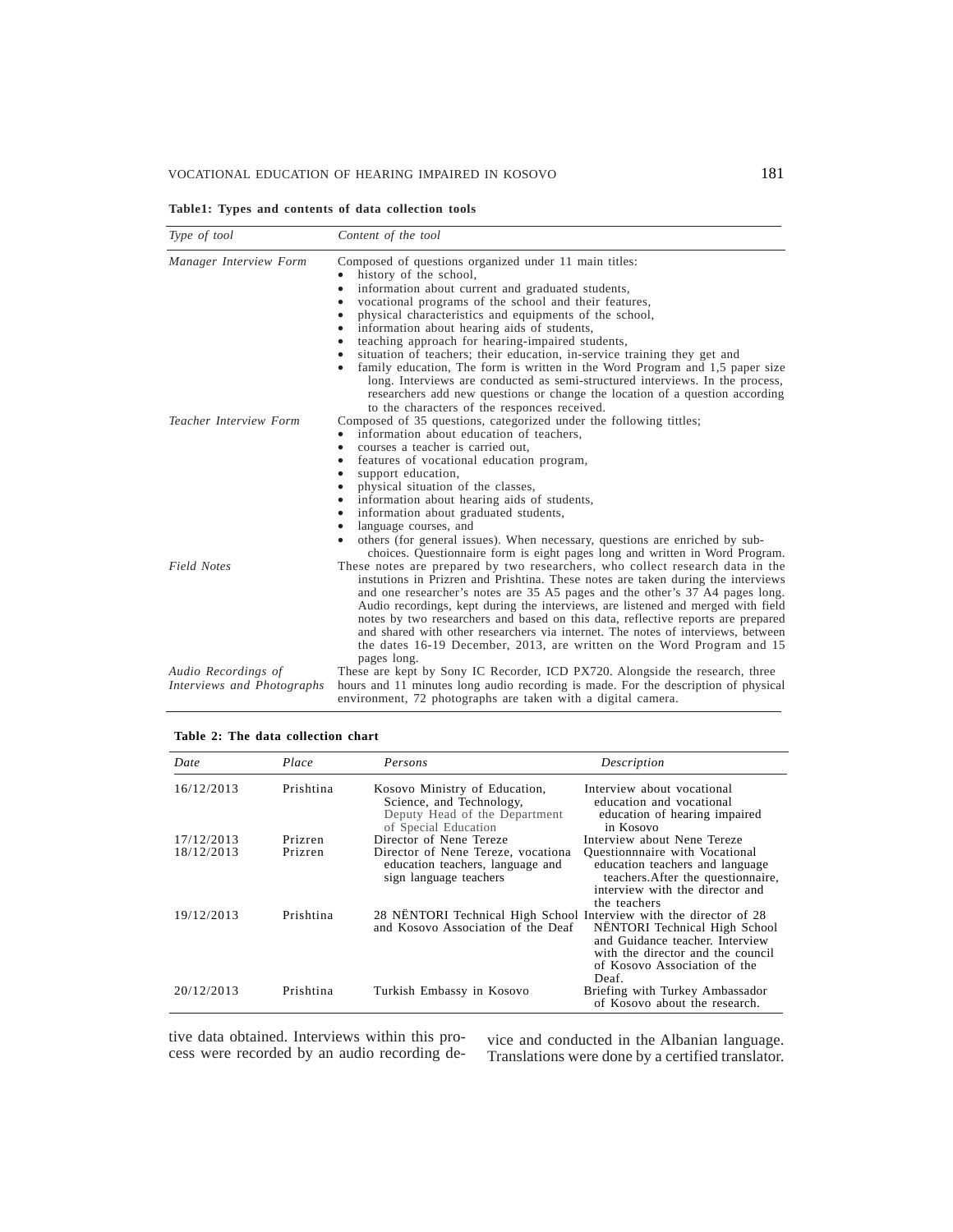**Table1: Types and contents of data collection tools**

| *Type of tool* | *Content of the tool* |
|---|---|
| *Manager Interview Form* | Composed of questions organized under 11 main titles: • history of the school, • information about current and graduated students, • vocational programs of the school and their features, • physical characteristics and equipments of the school, • information about hearing aids of students, • teaching approach for hearing-impaired students, • situation of teachers; their education, in-service training they get and • family education, The form is written in the Word Program and 1,5 paper size long. Interviews are conducted as semi-structured interviews. In the process, researchers add new questions or change the location of a question according to the characters of the responces received. |
| *Teacher Interview Form* | Composed of 35 questions, categorized under the following tittles; • information about education of teachers, • courses a teacher is carried out, • features of vocational education program, • support education, • physical situation of the classes, • information about hearing aids of students, • information about graduated students, • language courses, and • others (for general issues). When necessary, questions are enriched by sub-choices. Questionnaire form is eight pages long and written in Word Program. |
| *Field Notes* | These notes are prepared by two researchers, who collect research data in the instutions in Prizren and Prishtina. These notes are taken during the interviews and one researcher's notes are 35 A5 pages and the other's 37 A4 pages long. Audio recordings, kept during the interviews, are listened and merged with field notes by two researchers and based on this data, reflective reports are prepared and shared with other researchers via internet. The notes of interviews, between the dates 16-19 December, 2013, are written on the Word Program and 15 pages long. |
| *Audio Recordings of Interviews and Photographs* | These are kept by Sony IC Recorder, ICD PX720. Alongside the research, three hours and 11 minutes long audio recording is made. For the description of physical environment, 72 photographs are taken with a digital camera. |

**Table 2: The data collection chart**

| *Date* | *Place* | *Persons* | *Description* |
|---|---|---|---|
| 16/12/2013 | Prishtina | Kosovo Ministry of Education, Science, and Technology, Deputy Head of the Department of Special Education | Interview about vocational education and vocational education of hearing impaired in Kosovo |
| 17/12/2013 | Prizren | Director of Nene Tereze | Interview about Nene Tereze |
| 18/12/2013 | Prizren | Director of Nene Tereze, vocationa education teachers, language and sign language teachers | Questionnnaire with Vocational education teachers and language teachers.After the questionnaire, interview with the director and the teachers |
| 19/12/2013 | Prishtina | 28 NËNTORI Technical High School and Kosovo Association of the Deaf | Interview with the director of 28 NËNTORI Technical High School and Guidance teacher. Interview with the director and the council of Kosovo Association of the Deaf. |
| 20/12/2013 | Prishtina | Turkish Embassy in Kosovo | Briefing with Turkey Ambassador of Kosovo about the research. |

tive data obtained. Interviews within this process were recorded by an audio recording device and conducted in the Albanian language. Translations were done by a certified translator.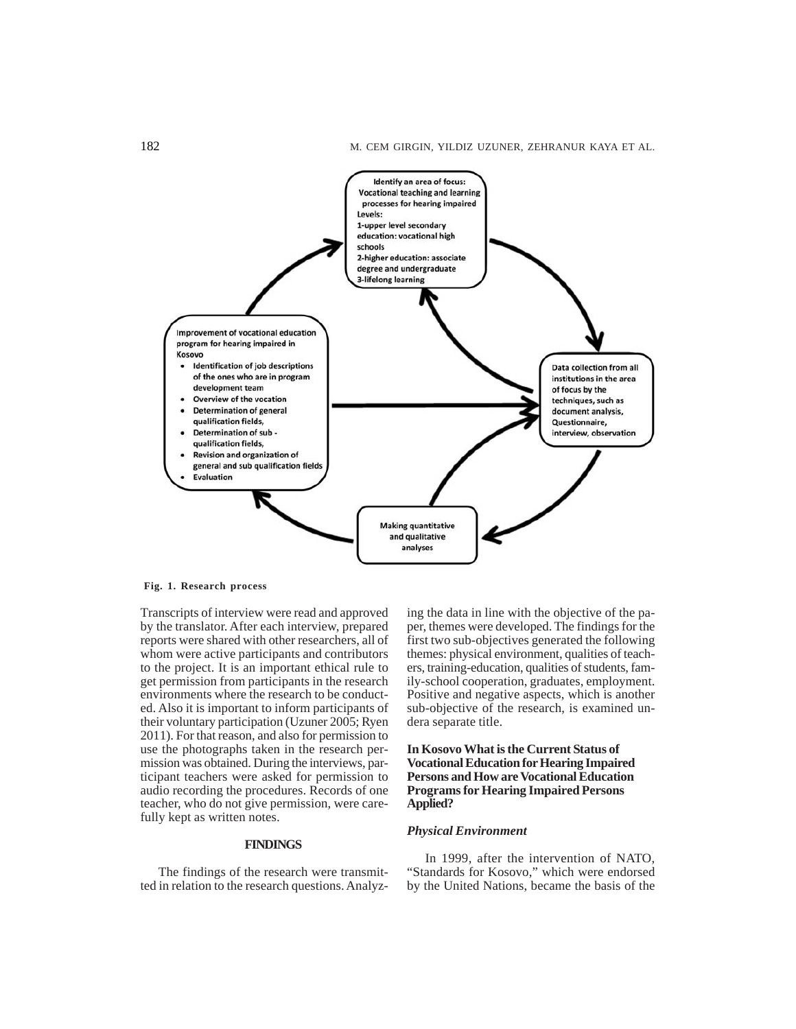**Identify an area of focus: Vocational teaching and learning processes for hearing impaired**
Levels:
1-upper level secondary education: vocational high schools
2-higher education: associate degree and undergraduate
3-lifelong learning

**Data collection from all institutions in the area of focus by the techniques, such as document analysis, Questionnaire, interview, observation**

**Making quantitative and qualitative analyses**

**Improvement of vocational education program for hearing impaired in Kosovo**

- Identification of job descriptions of the ones who are in program development team
- Overview of the vocation
- Determination of general qualification fields,
- Determination of sub - qualification fields,
- Revision and organization of general and sub qualification fields
- Evaluation

**Fig. 1. Research process**

Transcripts of interview were read and approved by the translator. After each interview, prepared reports were shared with other researchers, all of whom were active participants and contributors to the project. It is an important ethical rule to get permission from participants in the research environments where the research to be conducted. Also it is important to inform participants of their voluntary participation (Uzuner 2005; Ryen 2011). For that reason, and also for permission to use the photographs taken in the research permission was obtained. During the interviews, participant teachers were asked for permission to audio recording the procedures. Records of one teacher, who do not give permission, were carefully kept as written notes.

## FINDINGS

The findings of the research were transmitted in relation to the research questions. Analyzing the data in line with the objective of the paper, themes were developed. The findings for the first two sub-objectives generated the following themes: physical environment, qualities of teachers, training-education, qualities of students, family-school cooperation, graduates, employment. Positive and negative aspects, which is another sub-objective of the research, is examined undera separate title.

### In Kosovo What is the Current Status of Vocational Education for Hearing Impaired Persons and How are Vocational Education Programs for Hearing Impaired Persons Applied?

#### *Physical Environment*

In 1999, after the intervention of NATO, "Standards for Kosovo," which were endorsed by the United Nations, became the basis of the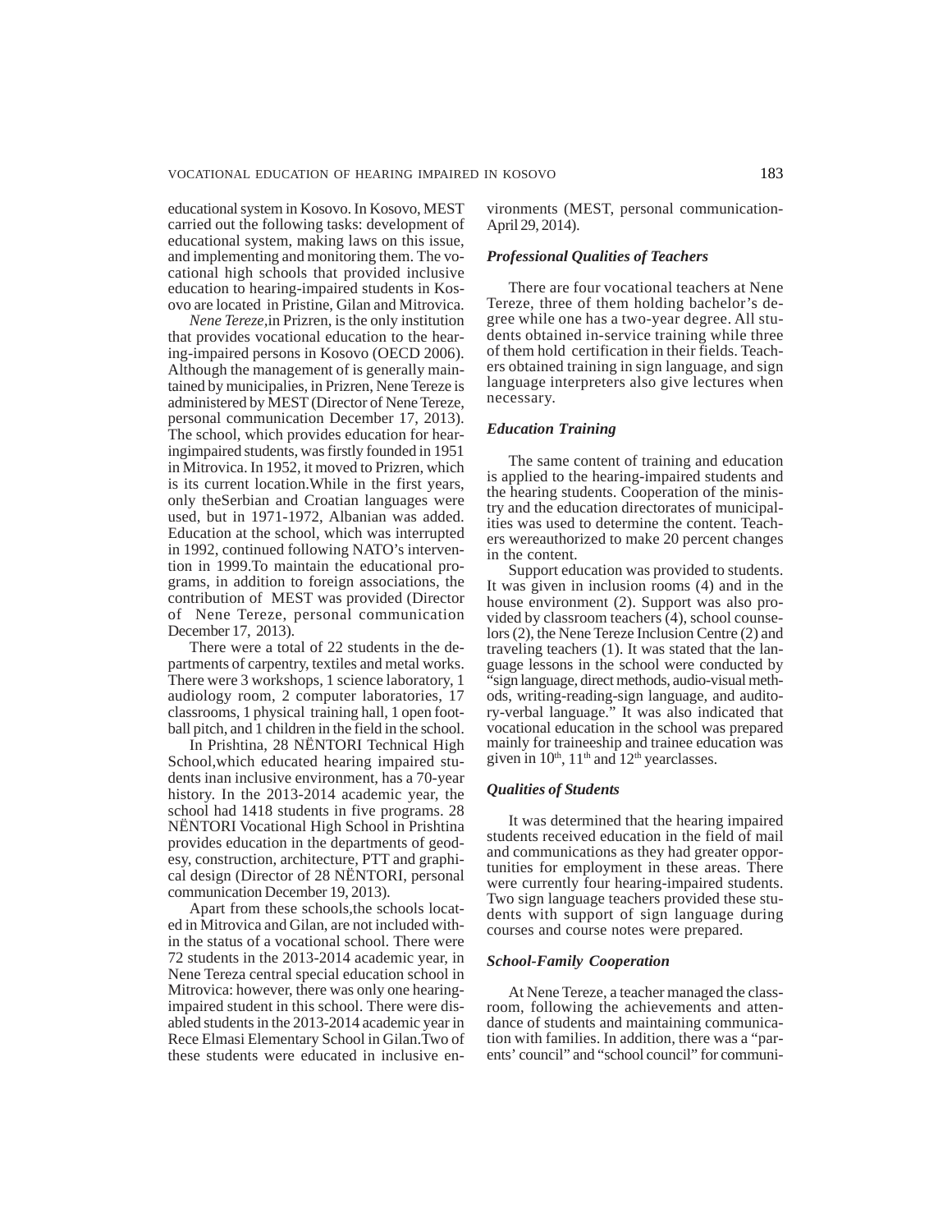educational system in Kosovo. In Kosovo, MEST carried out the following tasks: development of educational system, making laws on this issue, and implementing and monitoring them. The vocational high schools that provided inclusive education to hearing-impaired students in Kosovo are located in Pristine, Gilan and Mitrovica.

*Nene Tereze,*in Prizren, is the only institution that provides vocational education to the hearing-impaired persons in Kosovo (OECD 2006). Although the management of is generally maintained by municipalies, in Prizren, Nene Tereze is administered by MEST (Director of Nene Tereze, personal communication December 17, 2013). The school, which provides education for hearingimpaired students, was firstly founded in 1951 in Mitrovica. In 1952, it moved to Prizren, which is its current location.While in the first years, only theSerbian and Croatian languages were used, but in 1971-1972, Albanian was added. Education at the school, which was interrupted in 1992, continued following NATO's intervention in 1999.To maintain the educational programs, in addition to foreign associations, the contribution of MEST was provided (Director of Nene Tereze, personal communication December 17, 2013).

There were a total of 22 students in the departments of carpentry, textiles and metal works. There were 3 workshops, 1 science laboratory, 1 audiology room, 2 computer laboratories, 17 classrooms, 1 physical training hall, 1 open football pitch, and 1 children in the field in the school.

In Prishtina, 28 NËNTORI Technical High School,which educated hearing impaired students inan inclusive environment, has a 70-year history. In the 2013-2014 academic year, the school had 1418 students in five programs. 28 NËNTORI Vocational High School in Prishtina provides education in the departments of geodesy, construction, architecture, PTT and graphical design (Director of 28 NËNTORI, personal communication December 19, 2013).

Apart from these schools,the schools located in Mitrovica and Gilan, are not included within the status of a vocational school. There were 72 students in the 2013-2014 academic year, in Nene Tereza central special education school in Mitrovica: however, there was only one hearing-impaired student in this school. There were disabled students in the 2013-2014 academic year in Rece Elmasi Elementary School in Gilan.Two of these students were educated in inclusive environments (MEST, personal communication-April 29, 2014).

### *Professional Qualities of Teachers*

There are four vocational teachers at Nene Tereze, three of them holding bachelor's degree while one has a two-year degree. All students obtained in-service training while three of them hold certification in their fields. Teachers obtained training in sign language, and sign language interpreters also give lectures when necessary.

### *Education Training*

The same content of training and education is applied to the hearing-impaired students and the hearing students. Cooperation of the ministry and the education directorates of municipalities was used to determine the content. Teachers wereauthorized to make 20 percent changes in the content.

Support education was provided to students. It was given in inclusion rooms (4) and in the house environment (2). Support was also provided by classroom teachers (4), school counselors (2), the Nene Tereze Inclusion Centre (2) and traveling teachers (1). It was stated that the language lessons in the school were conducted by "sign language, direct methods, audio-visual methods, writing-reading-sign language, and auditory-verbal language." It was also indicated that vocational education in the school was prepared mainly for traineeship and trainee education was given in 10th, 11th and 12th yearclasses.

### *Qualities of Students*

It was determined that the hearing impaired students received education in the field of mail and communications as they had greater opportunities for employment in these areas. There were currently four hearing-impaired students. Two sign language teachers provided these students with support of sign language during courses and course notes were prepared.

### *School-Family Cooperation*

At Nene Tereze, a teacher managed the classroom, following the achievements and attendance of students and maintaining communication with families. In addition, there was a "parents' council" and "school council" for communi-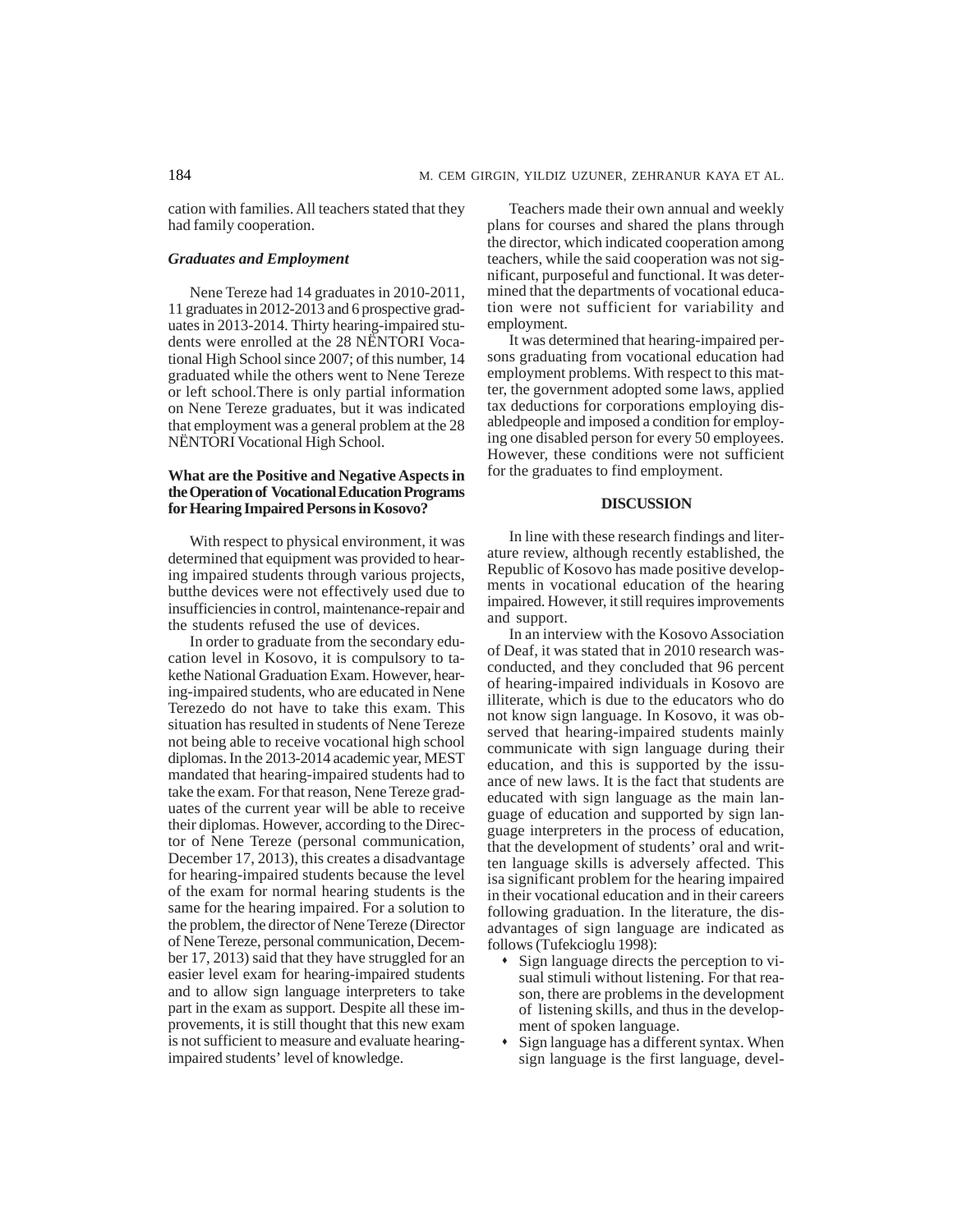cation with families. All teachers stated that they had family cooperation.

### *Graduates and Employment*

Nene Tereze had 14 graduates in 2010-2011, 11 graduates in 2012-2013 and 6 prospective graduates in 2013-2014. Thirty hearing-impaired students were enrolled at the 28 NËNTORI Vocational High School since 2007; of this number, 14 graduated while the others went to Nene Tereze or left school.There is only partial information on Nene Tereze graduates, but it was indicated that employment was a general problem at the 28 NËNTORI Vocational High School.

### What are the Positive and Negative Aspects in the Operation of Vocational Education Programs for Hearing Impaired Persons in Kosovo?

With respect to physical environment, it was determined that equipment was provided to hearing impaired students through various projects, butthe devices were not effectively used due to insufficiencies in control, maintenance-repair and the students refused the use of devices.

In order to graduate from the secondary education level in Kosovo, it is compulsory to takethe National Graduation Exam. However, hearing-impaired students, who are educated in Nene Terezedo do not have to take this exam. This situation has resulted in students of Nene Tereze not being able to receive vocational high school diplomas. In the 2013-2014 academic year, MEST mandated that hearing-impaired students had to take the exam. For that reason, Nene Tereze graduates of the current year will be able to receive their diplomas. However, according to the Director of Nene Tereze (personal communication, December 17, 2013), this creates a disadvantage for hearing-impaired students because the level of the exam for normal hearing students is the same for the hearing impaired. For a solution to the problem, the director of Nene Tereze (Director of Nene Tereze, personal communication, December 17, 2013) said that they have struggled for an easier level exam for hearing-impaired students and to allow sign language interpreters to take part in the exam as support. Despite all these improvements, it is still thought that this new exam is not sufficient to measure and evaluate hearing-impaired students' level of knowledge.

Teachers made their own annual and weekly plans for courses and shared the plans through the director, which indicated cooperation among teachers, while the said cooperation was not significant, purposeful and functional. It was determined that the departments of vocational education were not sufficient for variability and employment.

It was determined that hearing-impaired persons graduating from vocational education had employment problems. With respect to this matter, the government adopted some laws, applied tax deductions for corporations employing disabledpeople and imposed a condition for employing one disabled person for every 50 employees. However, these conditions were not sufficient for the graduates to find employment.

## DISCUSSION

In line with these research findings and literature review, although recently established, the Republic of Kosovo has made positive developments in vocational education of the hearing impaired. However, it still requires improvements and support.

In an interview with the Kosovo Association of Deaf, it was stated that in 2010 research wasconducted, and they concluded that 96 percent of hearing-impaired individuals in Kosovo are illiterate, which is due to the educators who do not know sign language. In Kosovo, it was observed that hearing-impaired students mainly communicate with sign language during their education, and this is supported by the issuance of new laws. It is the fact that students are educated with sign language as the main language of education and supported by sign language interpreters in the process of education, that the development of students' oral and written language skills is adversely affected. This isa significant problem for the hearing impaired in their vocational education and in their careers following graduation. In the literature, the disadvantages of sign language are indicated as follows (Tufekcioglu 1998):

- Sign language directs the perception to visual stimuli without listening. For that reason, there are problems in the development of listening skills, and thus in the development of spoken language.
- Sign language has a different syntax. When sign language is the first language, devel-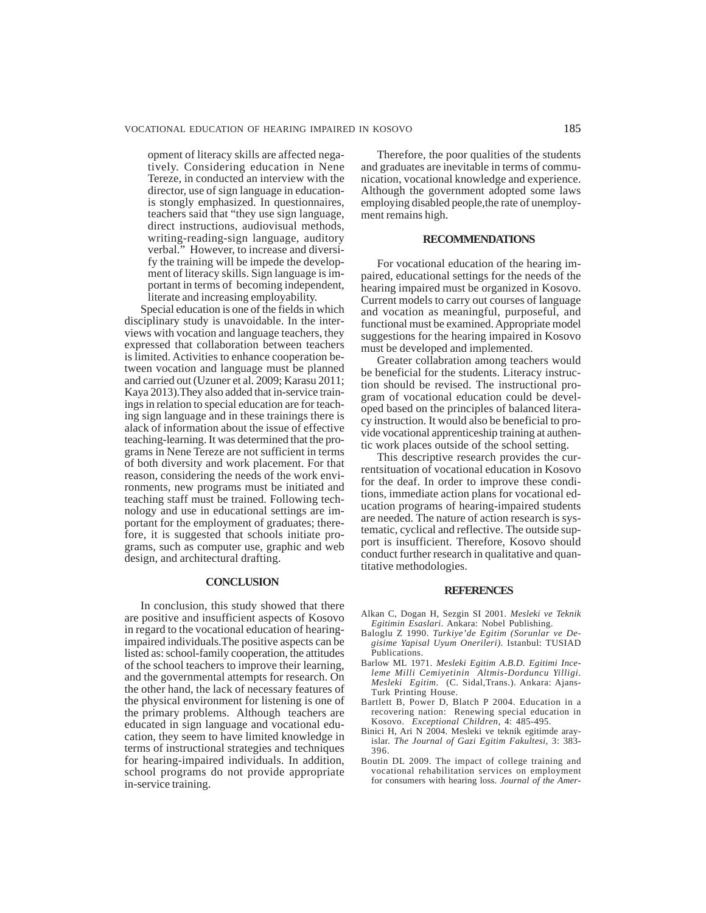opment of literacy skills are affected negatively. Considering education in Nene Tereze, in conducted an interview with the director, use of sign language in educationis stongly emphasized. In questionnaires, teachers said that "they use sign language, direct instructions, audiovisual methods, writing-reading-sign language, auditory verbal." However, to increase and diversify the training will be impede the development of literacy skills. Sign language is important in terms of becoming independent, literate and increasing employability.

Special education is one of the fields in which disciplinary study is unavoidable. In the interviews with vocation and language teachers, they expressed that collaboration between teachers is limited. Activities to enhance cooperation between vocation and language must be planned and carried out (Uzuner et al. 2009; Karasu 2011; Kaya 2013).They also added that in-service trainings in relation to special education are for teaching sign language and in these trainings there is alack of information about the issue of effective teaching-learning. It was determined that the programs in Nene Tereze are not sufficient in terms of both diversity and work placement. For that reason, considering the needs of the work environments, new programs must be initiated and teaching staff must be trained. Following technology and use in educational settings are important for the employment of graduates; therefore, it is suggested that schools initiate programs, such as computer use, graphic and web design, and architectural drafting.

## CONCLUSION

In conclusion, this study showed that there are positive and insufficient aspects of Kosovo in regard to the vocational education of hearing-impaired individuals.The positive aspects can be listed as: school-family cooperation, the attitudes of the school teachers to improve their learning, and the governmental attempts for research. On the other hand, the lack of necessary features of the physical environment for listening is one of the primary problems. Although teachers are educated in sign language and vocational education, they seem to have limited knowledge in terms of instructional strategies and techniques for hearing-impaired individuals. In addition, school programs do not provide appropriate in-service training.

Therefore, the poor qualities of the students and graduates are inevitable in terms of communication, vocational knowledge and experience. Although the government adopted some laws employing disabled people,the rate of unemployment remains high.

## RECOMMENDATIONS

For vocational education of the hearing impaired, educational settings for the needs of the hearing impaired must be organized in Kosovo. Current models to carry out courses of language and vocation as meaningful, purposeful, and functional must be examined. Appropriate model suggestions for the hearing impaired in Kosovo must be developed and implemented.

Greater collabration among teachers would be beneficial for the students. Literacy instruction should be revised. The instructional program of vocational education could be developed based on the principles of balanced literacy instruction. It would also be beneficial to provide vocational apprenticeship training at authentic work places outside of the school setting.

This descriptive research provides the currentsituation of vocational education in Kosovo for the deaf. In order to improve these conditions, immediate action plans for vocational education programs of hearing-impaired students are needed. The nature of action research is systematic, cyclical and reflective. The outside support is insufficient. Therefore, Kosovo should conduct further research in qualitative and quantitative methodologies.

## REFERENCES

Alkan C, Dogan H, Sezgin SI 2001. *Mesleki ve Teknik Egitimin Esaslari*. Ankara: Nobel Publishing.

Baloglu Z 1990. *Turkiye'de Egitim (Sorunlar ve Degisime Yapisal Uyum Onerileri)*. Istanbul: TUSIAD Publications.

Barlow ML 1971. *Mesleki Egitim A.B.D. Egitimi Inceleme Milli Cemiyetinin Altmis-Dorduncu Yilligi*. *Mesleki Egitim*. (C. Sidal,Trans.). Ankara: Ajans-Turk Printing House.

Bartlett B, Power D, Blatch P 2004. Education in a recovering nation: Renewing special education in Kosovo. *Exceptional Children*, 4: 485-495.

Binici H, Ari N 2004. Mesleki ve teknik egitimde arayislar. *The Journal of Gazi Egitim Fakultesi*, 3: 383-396.

Boutin DL 2009. The impact of college training and vocational rehabilitation services on employment for consumers with hearing loss. *Journal of the Amer-*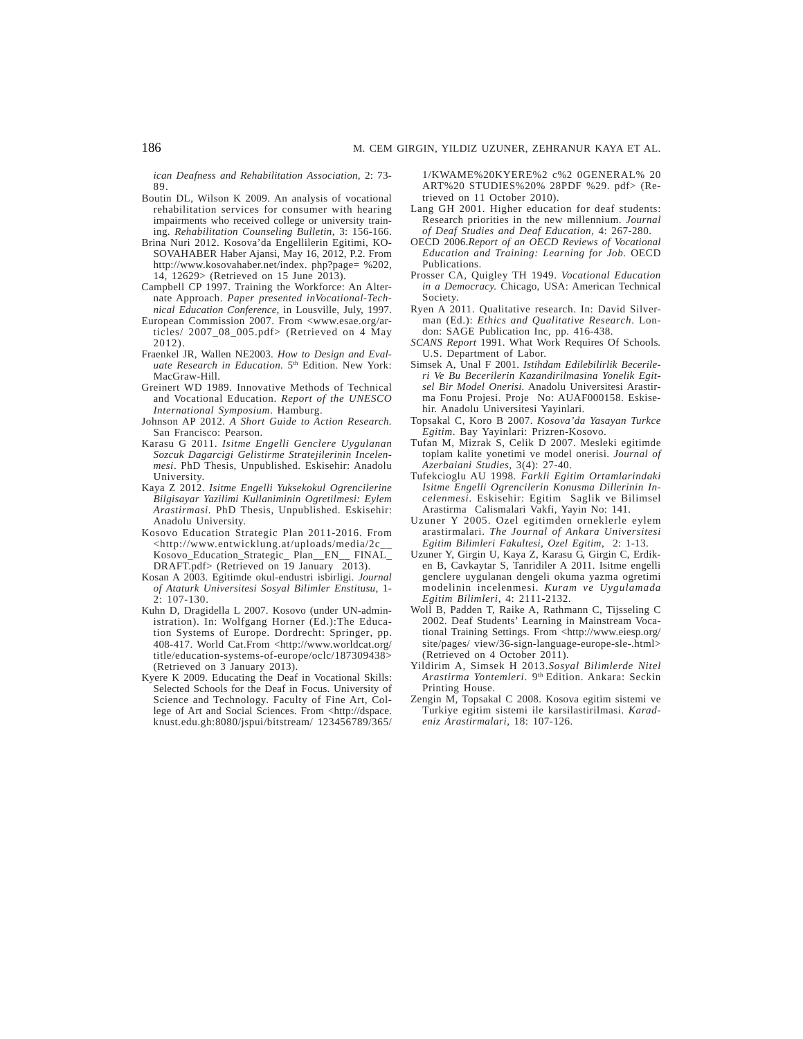*ican Deafness and Rehabilitation Association*, 2: 73-89.

Boutin DL, Wilson K 2009. An analysis of vocational rehabilitation services for consumer with hearing impairments who received college or university training. *Rehabilitation Counseling Bulletin*, 3: 156-166.

Brina Nuri 2012. Kosova'da Engellilerin Egitimi, KOSOVAHABER Haber Ajansi, May 16, 2012, P.2. From http://www.kosovahaber.net/index. php?page= %202, 14, 12629> (Retrieved on 15 June 2013).

Campbell CP 1997. Training the Workforce: An Alternate Approach. *Paper presented inVocational-Technical Education Conference*, in Lousville, July, 1997.

European Commission 2007. From <www.esae.org/articles/ 2007_08_005.pdf> (Retrieved on 4 May 2012).

Fraenkel JR, Wallen NE2003. *How to Design and Evaluate Research in Education*. 5th Edition. New York: MacGraw-Hill.

Greinert WD 1989. Innovative Methods of Technical and Vocational Education. *Report of the UNESCO International Symposium*. Hamburg.

Johnson AP 2012. *A Short Guide to Action Research.* San Francisco: Pearson.

Karasu G 2011. *Isitme Engelli Genclere Uygulanan Sozcuk Dagarcigi Gelistirme Stratejilerinin Incelenmesi*. PhD Thesis, Unpublished. Eskisehir: Anadolu University.

Kaya Z 2012. *Isitme Engelli Yuksekokul Ogrencilerine Bilgisayar Yazilimi Kullaniminin Ogretilmesi: Eylem Arastirmasi*. PhD Thesis, Unpublished. Eskisehir: Anadolu University.

Kosovo Education Strategic Plan 2011-2016. From <http://www.entwicklung.at/uploads/media/2c__Kosovo_Education_Strategic_ Plan__EN__ FINAL_DRAFT.pdf> (Retrieved on 19 January 2013).

Kosan A 2003. Egitimde okul-endustri isbirligi. *Journal of Ataturk Universitesi Sosyal Bilimler Enstitusu*, 1-2: 107-130.

Kuhn D, Dragidella L 2007. Kosovo (under UN-administration). In: Wolfgang Horner (Ed.):The Education Systems of Europe. Dordrecht: Springer, pp. 408-417. World Cat.From <http://www.worldcat.org/title/education-systems-of-europe/oclc/187309438> (Retrieved on 3 January 2013).

Kyere K 2009. Educating the Deaf in Vocational Skills: Selected Schools for the Deaf in Focus. University of Science and Technology. Faculty of Fine Art, College of Art and Social Sciences. From <http://dspace.knust.edu.gh:8080/jspui/bitstream/ 123456789/365/1/KWAME%20KYERE%2 c%2 0GENERAL% 20 ART%20 STUDIES%20% 28PDF %29. pdf> (Retrieved on 11 October 2010).

Lang GH 2001. Higher education for deaf students: Research priorities in the new millennium. *Journal of Deaf Studies and Deaf Education*, 4: 267-280.

OECD 2006.*Report of an OECD Reviews of Vocational Education and Training: Learning for Job*. OECD Publications.

Prosser CA, Quigley TH 1949. *Vocational Education in a Democracy.* Chicago, USA: American Technical Society.

Ryen A 2011. Qualitative research. In: David Silverman (Ed.): *Ethics and Qualitative Research*. London: SAGE Publication Inc, pp. 416-438.

*SCANS Report* 1991. What Work Requires Of Schools*.* U.S. Department of Labor.

Simsek A, Unal F 2001. *Istihdam Edilebilirlik Becerileri Ve Bu Becerilerin Kazandirilmasina Yonelik Egitsel Bir Model Onerisi.* Anadolu Universitesi Arastirma Fonu Projesi. Proje No: AUAF000158. Eskisehir. Anadolu Universitesi Yayinlari.

Topsakal C, Koro B 2007. *Kosova'da Yasayan Turkce Egitim*. Bay Yayinlari: Prizren-Kosovo.

Tufan M, Mizrak S, Celik D 2007. Mesleki egitimde toplam kalite yonetimi ve model onerisi. *Journal of Azerbaiani Studies*, 3(4): 27-40.

Tufekcioglu AU 1998. *Farkli Egitim Ortamlarindaki Isitme Engelli Ogrencilerin Konusma Dillerinin Incelenmesi*. Eskisehir: Egitim Saglik ve Bilimsel Arastirma Calismalari Vakfi, Yayin No: 141.

Uzuner Y 2005. Ozel egitimden orneklerle eylem arastirmalari. *The Journal of Ankara Universitesi Egitim Bilimleri Fakultesi, Ozel Egitim*, 2: 1-13.

Uzuner Y, Girgin U, Kaya Z, Karasu G, Girgin C, Erdiken B, Cavkaytar S, Tanridiler A 2011. Isitme engelli genclere uygulanan dengeli okuma yazma ogretimi modelinin incelenmesi. *Kuram ve Uygulamada Egitim Bilimleri*, 4: 2111-2132.

Woll B, Padden T, Raike A, Rathmann C, Tijsseling C 2002. Deaf Students' Learning in Mainstream Vocational Training Settings. From <http://www.eiesp.org/site/pages/ view/36-sign-language-europe-sle-.html> (Retrieved on 4 October 2011).

Yildirim A, Simsek H 2013.*Sosyal Bilimlerde Nitel Arastirma Yontemleri*. 9th Edition. Ankara: Seckin Printing House.

Zengin M, Topsakal C 2008. Kosova egitim sistemi ve Turkiye egitim sistemi ile karsilastirilmasi. *Karadeniz Arastirmalari*, 18: 107-126.